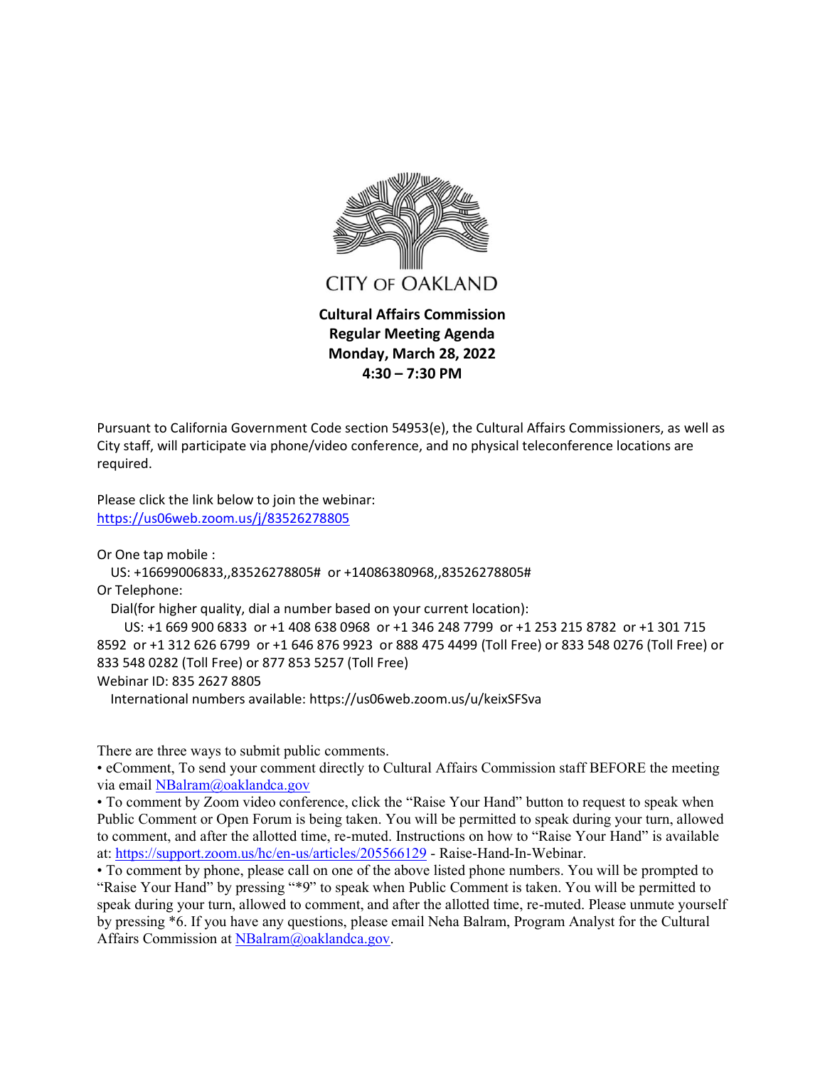CITY OF OAKLAND

**Cultural Affairs Commission**
**Regular Meeting Agenda**
**Monday, March 28, 2022**
**4:30 – 7:30 PM**

Pursuant to California Government Code section 54953(e), the Cultural Affairs Commissioners, as well as City staff, will participate via phone/video conference, and no physical teleconference locations are required.

Please click the link below to join the webinar:
https://us06web.zoom.us/j/83526278805

Or One tap mobile :
US: +16699006833,,83526278805# or +14086380968,,83526278805#

Or Telephone:
Dial(for higher quality, dial a number based on your current location):
US: +1 669 900 6833 or +1 408 638 0968 or +1 346 248 7799 or +1 253 215 8782 or +1 301 715 8592 or +1 312 626 6799 or +1 646 876 9923 or 888 475 4499 (Toll Free) or 833 548 0276 (Toll Free) or 833 548 0282 (Toll Free) or 877 853 5257 (Toll Free)

Webinar ID: 835 2627 8805
International numbers available: https://us06web.zoom.us/u/keixSFSva

There are three ways to submit public comments.

- eComment, To send your comment directly to Cultural Affairs Commission staff BEFORE the meeting via email NBalram@oaklandca.gov
- To comment by Zoom video conference, click the "Raise Your Hand" button to request to speak when Public Comment or Open Forum is being taken. You will be permitted to speak during your turn, allowed to comment, and after the allotted time, re-muted. Instructions on how to "Raise Your Hand" is available at: https://support.zoom.us/hc/en-us/articles/205566129 - Raise-Hand-In-Webinar.
- To comment by phone, please call on one of the above listed phone numbers. You will be prompted to "Raise Your Hand" by pressing "*9" to speak when Public Comment is taken. You will be permitted to speak during your turn, allowed to comment, and after the allotted time, re-muted. Please unmute yourself by pressing *6. If you have any questions, please email Neha Balram, Program Analyst for the Cultural Affairs Commission at NBalram@oaklandca.gov.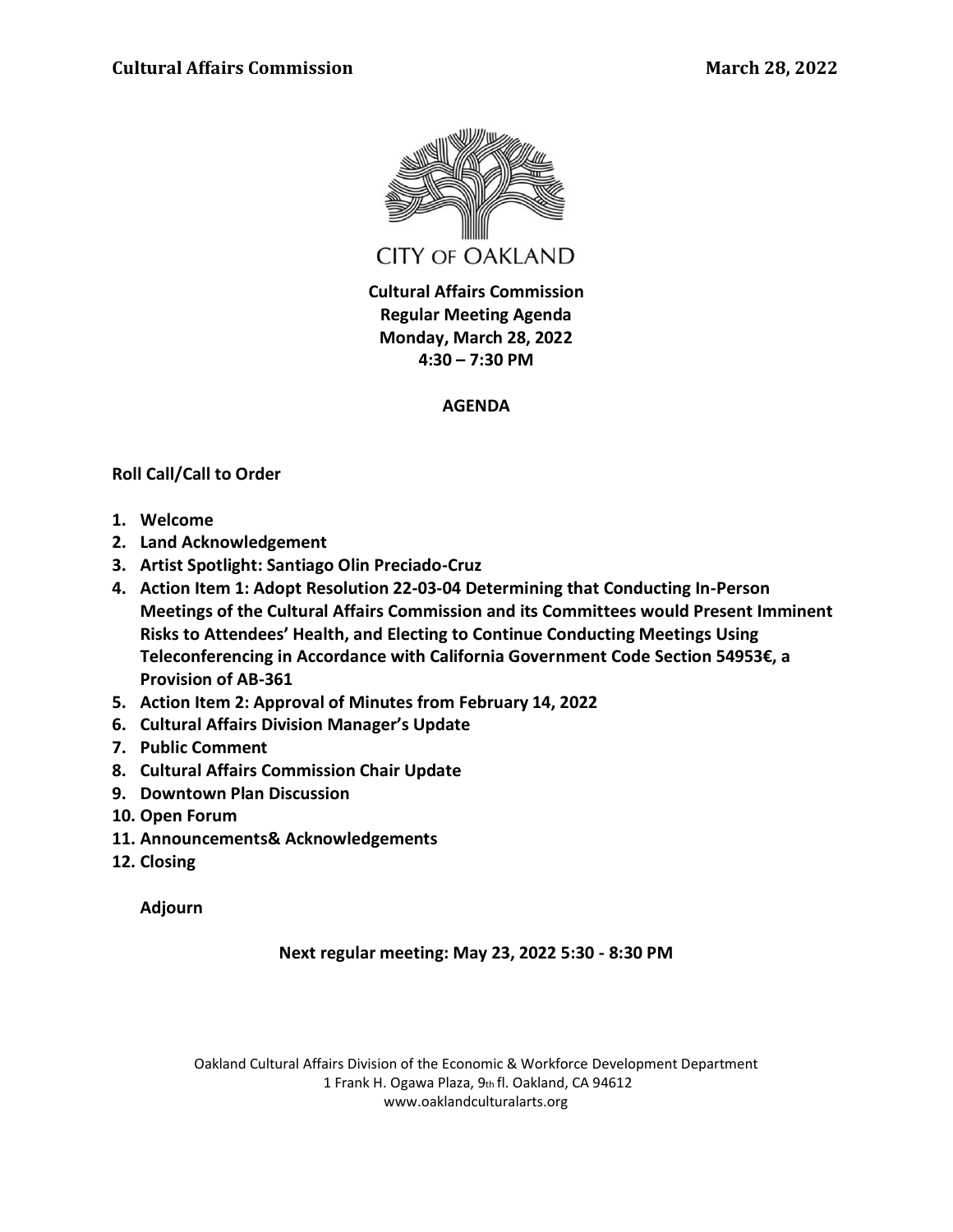CITY OF OAKLAND

**Cultural Affairs Commission**
**Regular Meeting Agenda**
**Monday, March 28, 2022**
**4:30 – 7:30 PM**

**AGENDA**

**Roll Call/Call to Order**

1. **Welcome**
2. **Land Acknowledgement**
3. **Artist Spotlight: Santiago Olin Preciado-Cruz**
4. **Action Item 1: Adopt Resolution 22-03-04 Determining that Conducting In-Person Meetings of the Cultural Affairs Commission and its Committees would Present Imminent Risks to Attendees' Health, and Electing to Continue Conducting Meetings Using Teleconferencing in Accordance with California Government Code Section 54953€, a Provision of AB-361**
5. **Action Item 2: Approval of Minutes from February 14, 2022**
6. **Cultural Affairs Division Manager's Update**
7. **Public Comment**
8. **Cultural Affairs Commission Chair Update**
9. **Downtown Plan Discussion**
10. **Open Forum**
11. **Announcements& Acknowledgements**
12. **Closing**

**Adjourn**

**Next regular meeting: May 23, 2022 5:30 - 8:30 PM**

Oakland Cultural Affairs Division of the Economic & Workforce Development Department
1 Frank H. Ogawa Plaza, 9th fl. Oakland, CA 94612
www.oaklandculturalarts.org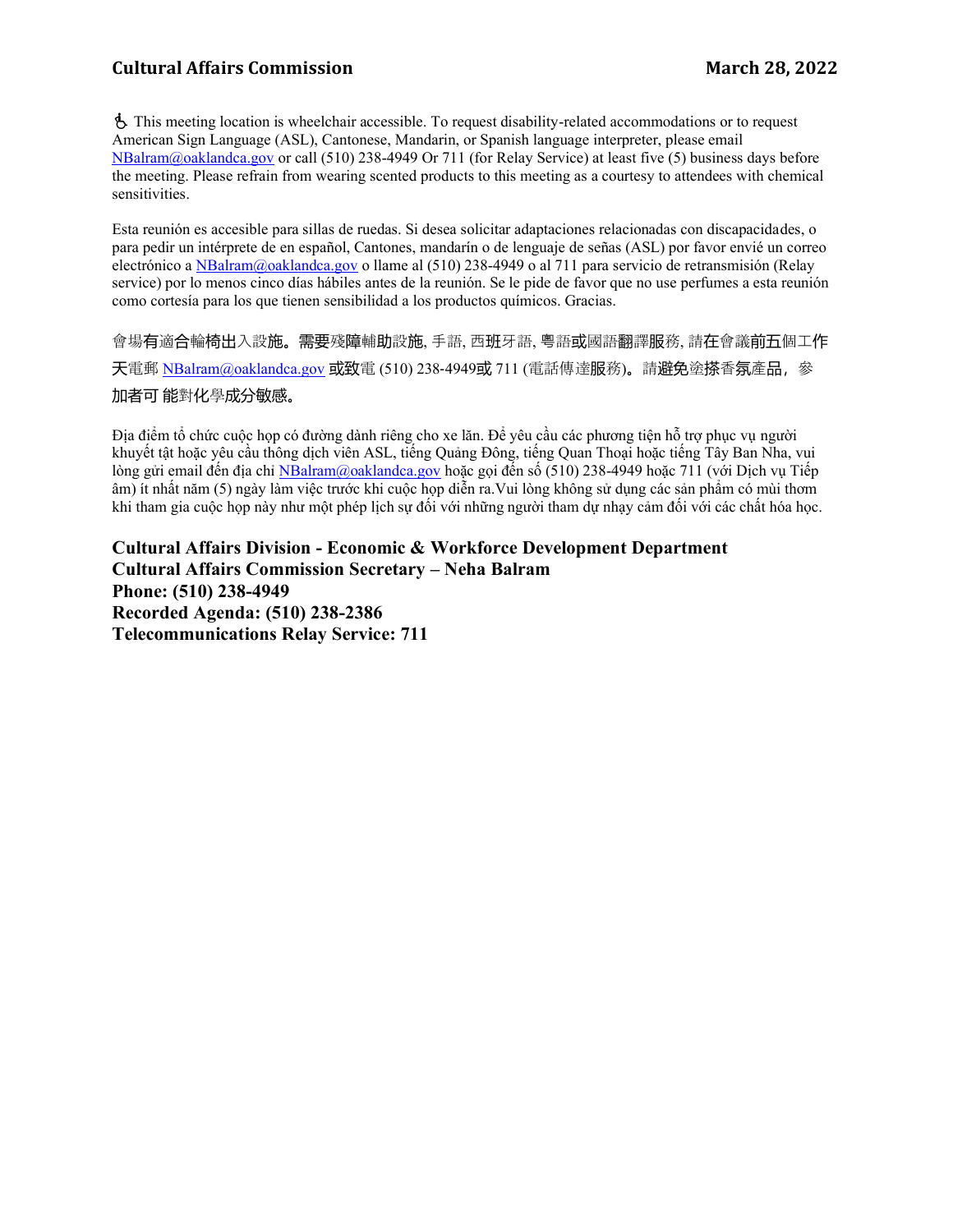♿ This meeting location is wheelchair accessible. To request disability-related accommodations or to request American Sign Language (ASL), Cantonese, Mandarin, or Spanish language interpreter, please email NBalram@oaklandca.gov or call (510) 238-4949 Or 711 (for Relay Service) at least five (5) business days before the meeting. Please refrain from wearing scented products to this meeting as a courtesy to attendees with chemical sensitivities.

Esta reunión es accesible para sillas de ruedas. Si desea solicitar adaptaciones relacionadas con discapacidades, o para pedir un intérprete de en español, Cantones, mandarín o de lenguaje de señas (ASL) por favor envié un correo electrónico a NBalram@oaklandca.gov o llame al (510) 238-4949 o al 711 para servicio de retransmisión (Relay service) por lo menos cinco días hábiles antes de la reunión. Se le pide de favor que no use perfumes a esta reunión como cortesía para los que tienen sensibilidad a los productos químicos. Gracias.

會場有適合輪椅出入設施。需要殘障輔助設施, 手語, 西班牙語, 粵語或國語翻譯服務, 請在會議前五個工作天電郵 NBalram@oaklandca.gov 或致電 (510) 238-4949或 711 (電話傳達服務)。請避免塗搽香氛產品，參加者可 能對化學成分敏感。

Địa điểm tổ chức cuộc họp có đường dành riêng cho xe lăn. Để yêu cầu các phương tiện hỗ trợ phục vụ người khuyết tật hoặc yêu cầu thông dịch viên ASL, tiếng Quảng Đông, tiếng Quan Thoại hoặc tiếng Tây Ban Nha, vui lòng gửi email đến địa chỉ NBalram@oaklandca.gov hoặc gọi đến số (510) 238-4949 hoặc 711 (với Dịch vụ Tiếp âm) ít nhất năm (5) ngày làm việc trước khi cuộc họp diễn ra.Vui lòng không sử dụng các sản phẩm có mùi thơm khi tham gia cuộc họp này như một phép lịch sự đối với những người tham dự nhạy cảm đối với các chất hóa học.

**Cultural Affairs Division - Economic & Workforce Development Department**
**Cultural Affairs Commission Secretary – Neha Balram**
**Phone: (510) 238-4949**
**Recorded Agenda: (510) 238-2386**
**Telecommunications Relay Service: 711**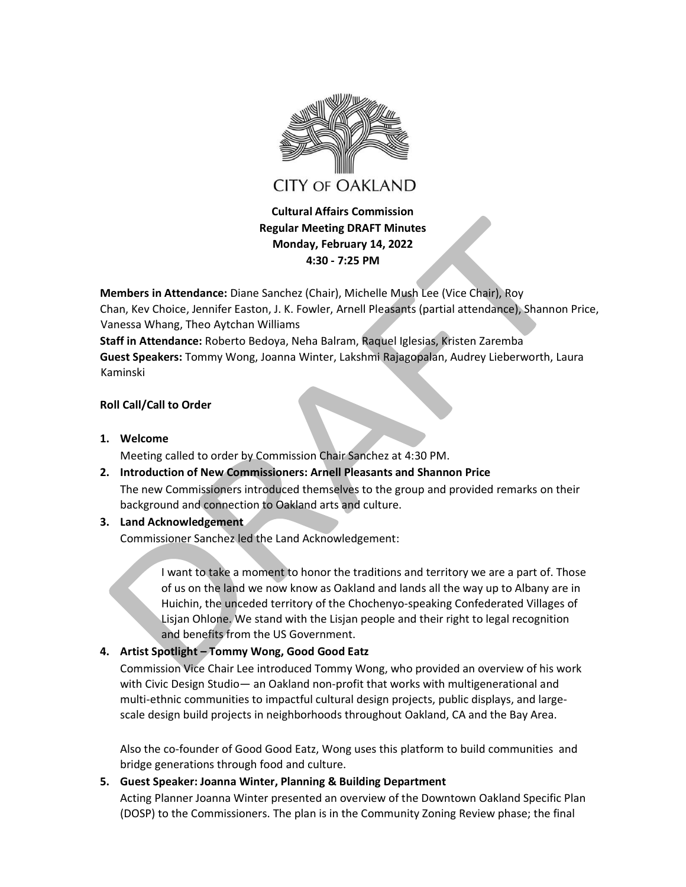CITY OF OAKLAND

**Cultural Affairs Commission**
**Regular Meeting DRAFT Minutes**
**Monday, February 14, 2022**
**4:30 - 7:25 PM**

**Members in Attendance:** Diane Sanchez (Chair), Michelle Mush Lee (Vice Chair), Roy Chan, Kev Choice, Jennifer Easton, J. K. Fowler, Arnell Pleasants (partial attendance), Shannon Price, Vanessa Whang, Theo Aytchan Williams

**Staff in Attendance:** Roberto Bedoya, Neha Balram, Raquel Iglesias, Kristen Zaremba

**Guest Speakers:** Tommy Wong, Joanna Winter, Lakshmi Rajagopalan, Audrey Lieberworth, Laura Kaminski

**Roll Call/Call to Order**

1. **Welcome**

   Meeting called to order by Commission Chair Sanchez at 4:30 PM.

2. **Introduction of New Commissioners: Arnell Pleasants and Shannon Price**

   The new Commissioners introduced themselves to the group and provided remarks on their background and connection to Oakland arts and culture.

3. **Land Acknowledgement**

   Commissioner Sanchez led the Land Acknowledgement:

   > I want to take a moment to honor the traditions and territory we are a part of. Those of us on the land we now know as Oakland and lands all the way up to Albany are in Huichin, the unceded territory of the Chochenyo-speaking Confederated Villages of Lisjan Ohlone. We stand with the Lisjan people and their right to legal recognition and benefits from the US Government.

4. **Artist Spotlight – Tommy Wong, Good Good Eatz**

   Commission Vice Chair Lee introduced Tommy Wong, who provided an overview of his work with Civic Design Studio— an Oakland non-profit that works with multigenerational and multi-ethnic communities to impactful cultural design projects, public displays, and large-scale design build projects in neighborhoods throughout Oakland, CA and the Bay Area.

   Also the co-founder of Good Good Eatz, Wong uses this platform to build communities and bridge generations through food and culture.

5. **Guest Speaker: Joanna Winter, Planning & Building Department**

   Acting Planner Joanna Winter presented an overview of the Downtown Oakland Specific Plan (DOSP) to the Commissioners. The plan is in the Community Zoning Review phase; the final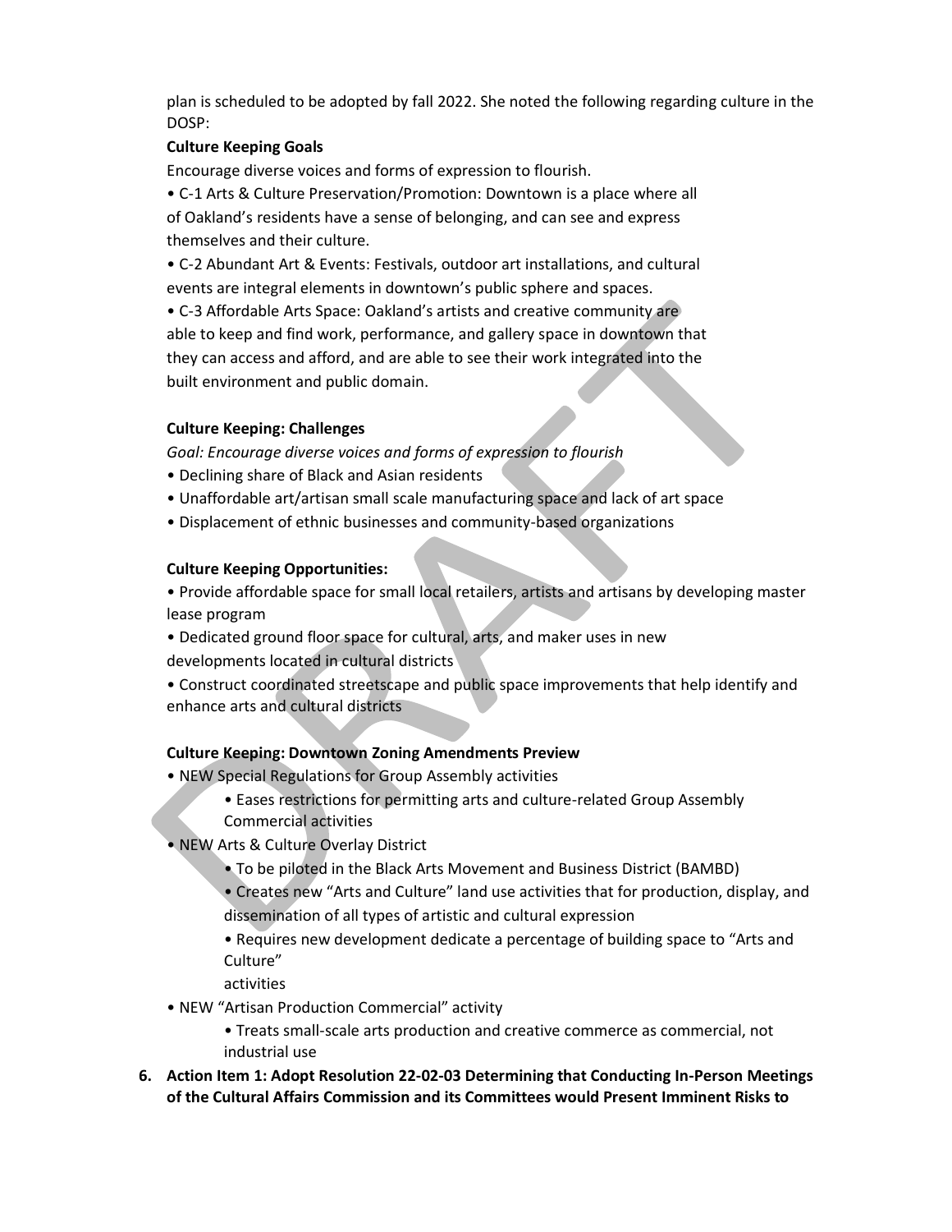plan is scheduled to be adopted by fall 2022. She noted the following regarding culture in the DOSP:

**Culture Keeping Goals**

Encourage diverse voices and forms of expression to flourish.

- C-1 Arts & Culture Preservation/Promotion: Downtown is a place where all of Oakland's residents have a sense of belonging, and can see and express themselves and their culture.
- C-2 Abundant Art & Events: Festivals, outdoor art installations, and cultural events are integral elements in downtown's public sphere and spaces.
- C-3 Affordable Arts Space: Oakland's artists and creative community are able to keep and find work, performance, and gallery space in downtown that they can access and afford, and are able to see their work integrated into the built environment and public domain.

**Culture Keeping: Challenges**

*Goal: Encourage diverse voices and forms of expression to flourish*

- Declining share of Black and Asian residents
- Unaffordable art/artisan small scale manufacturing space and lack of art space
- Displacement of ethnic businesses and community-based organizations

**Culture Keeping Opportunities:**

- Provide affordable space for small local retailers, artists and artisans by developing master lease program
- Dedicated ground floor space for cultural, arts, and maker uses in new developments located in cultural districts
- Construct coordinated streetscape and public space improvements that help identify and enhance arts and cultural districts

**Culture Keeping: Downtown Zoning Amendments Preview**

- NEW Special Regulations for Group Assembly activities
  - Eases restrictions for permitting arts and culture-related Group Assembly Commercial activities
- NEW Arts & Culture Overlay District
  - To be piloted in the Black Arts Movement and Business District (BAMBD)
  - Creates new "Arts and Culture" land use activities that for production, display, and dissemination of all types of artistic and cultural expression
  - Requires new development dedicate a percentage of building space to "Arts and Culture" activities
- NEW "Artisan Production Commercial" activity
  - Treats small-scale arts production and creative commerce as commercial, not industrial use

6. **Action Item 1: Adopt Resolution 22-02-03 Determining that Conducting In-Person Meetings of the Cultural Affairs Commission and its Committees would Present Imminent Risks to**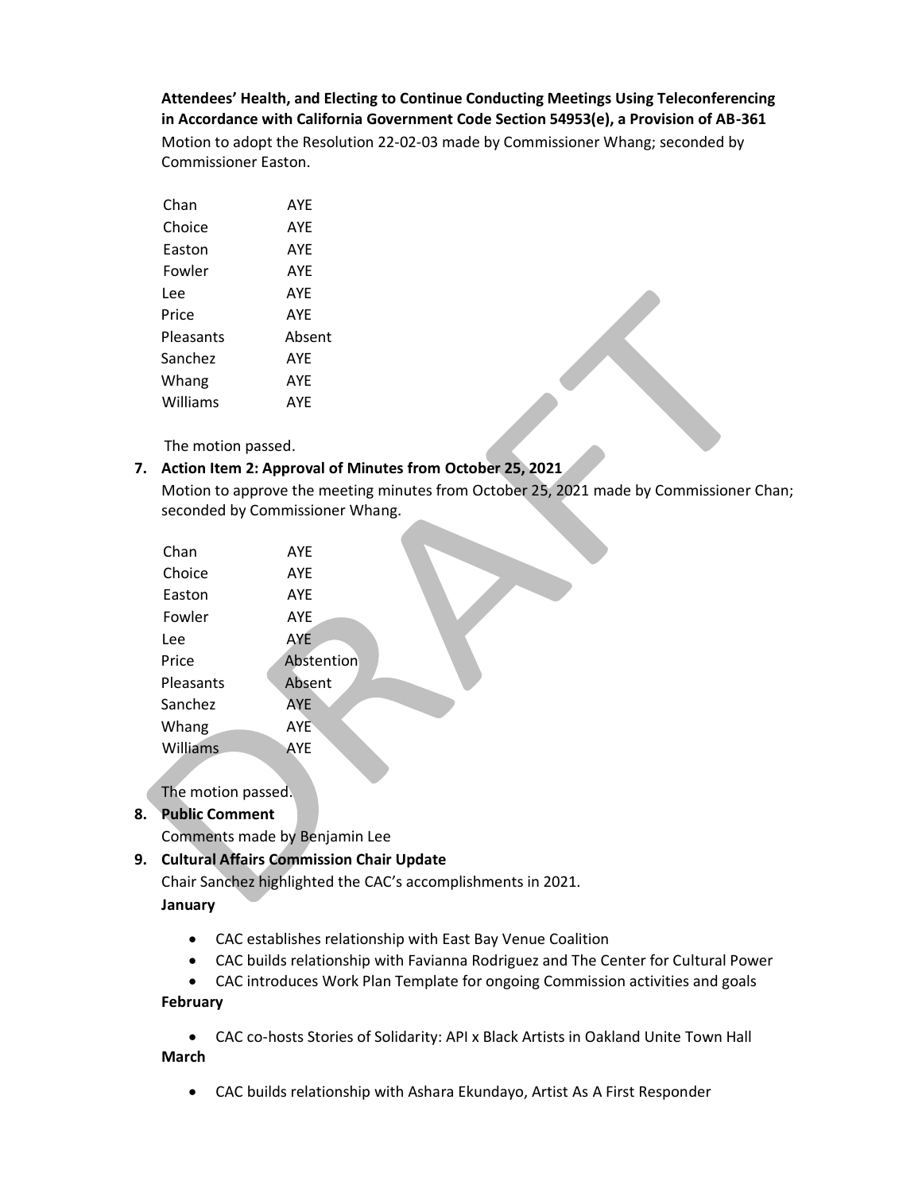**Attendees' Health, and Electing to Continue Conducting Meetings Using Teleconferencing in Accordance with California Government Code Section 54953(e), a Provision of AB-361**

Motion to adopt the Resolution 22-02-03 made by Commissioner Whang; seconded by Commissioner Easton.

| | |
|---|---|
| Chan | AYE |
| Choice | AYE |
| Easton | AYE |
| Fowler | AYE |
| Lee | AYE |
| Price | AYE |
| Pleasants | Absent |
| Sanchez | AYE |
| Whang | AYE |
| Williams | AYE |

The motion passed.

7. **Action Item 2: Approval of Minutes from October 25, 2021**

   Motion to approve the meeting minutes from October 25, 2021 made by Commissioner Chan; seconded by Commissioner Whang.

| | |
|---|---|
| Chan | AYE |
| Choice | AYE |
| Easton | AYE |
| Fowler | AYE |
| Lee | AYE |
| Price | Abstention |
| Pleasants | Absent |
| Sanchez | AYE |
| Whang | AYE |
| Williams | AYE |

   The motion passed.

8. **Public Comment**

   Comments made by Benjamin Lee

9. **Cultural Affairs Commission Chair Update**

   Chair Sanchez highlighted the CAC's accomplishments in 2021.

   **January**

   - CAC establishes relationship with East Bay Venue Coalition
   - CAC builds relationship with Favianna Rodriguez and The Center for Cultural Power
   - CAC introduces Work Plan Template for ongoing Commission activities and goals

   **February**

   - CAC co-hosts Stories of Solidarity: API x Black Artists in Oakland Unite Town Hall

   **March**

   - CAC builds relationship with Ashara Ekundayo, Artist As A First Responder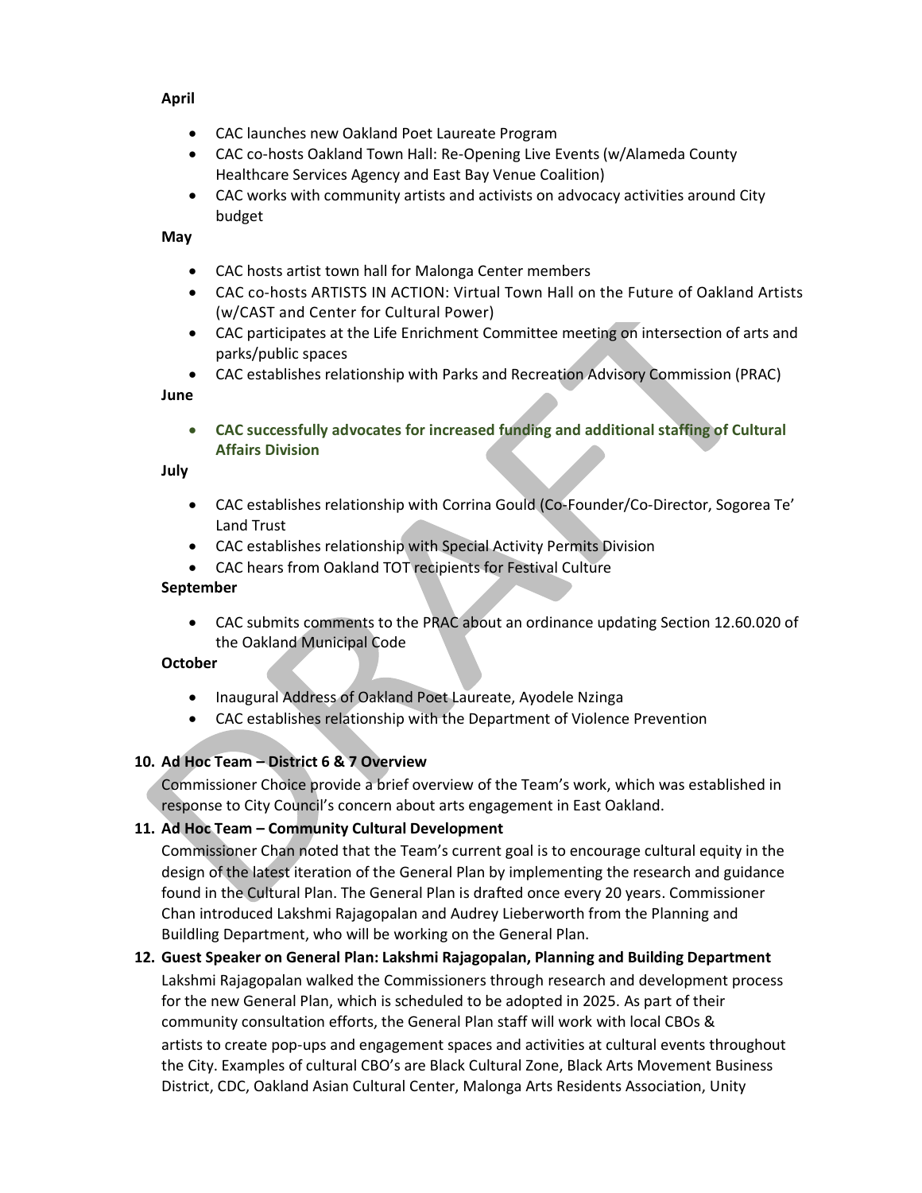**April**

- CAC launches new Oakland Poet Laureate Program
- CAC co-hosts Oakland Town Hall: Re-Opening Live Events (w/Alameda County Healthcare Services Agency and East Bay Venue Coalition)
- CAC works with community artists and activists on advocacy activities around City budget

**May**

- CAC hosts artist town hall for Malonga Center members
- CAC co-hosts ARTISTS IN ACTION: Virtual Town Hall on the Future of Oakland Artists (w/CAST and Center for Cultural Power)
- CAC participates at the Life Enrichment Committee meeting on intersection of arts and parks/public spaces
- CAC establishes relationship with Parks and Recreation Advisory Commission (PRAC)

**June**

- **CAC successfully advocates for increased funding and additional staffing of Cultural Affairs Division**

**July**

- CAC establishes relationship with Corrina Gould (Co-Founder/Co-Director, Sogorea Te' Land Trust
- CAC establishes relationship with Special Activity Permits Division
- CAC hears from Oakland TOT recipients for Festival Culture

**September**

- CAC submits comments to the PRAC about an ordinance updating Section 12.60.020 of the Oakland Municipal Code

**October**

- Inaugural Address of Oakland Poet Laureate, Ayodele Nzinga
- CAC establishes relationship with the Department of Violence Prevention

10. **Ad Hoc Team – District 6 & 7 Overview**
    Commissioner Choice provide a brief overview of the Team's work, which was established in response to City Council's concern about arts engagement in East Oakland.
11. **Ad Hoc Team – Community Cultural Development**
    Commissioner Chan noted that the Team's current goal is to encourage cultural equity in the design of the latest iteration of the General Plan by implementing the research and guidance found in the Cultural Plan. The General Plan is drafted once every 20 years. Commissioner Chan introduced Lakshmi Rajagopalan and Audrey Lieberworth from the Planning and Buildling Department, who will be working on the General Plan.
12. **Guest Speaker on General Plan: Lakshmi Rajagopalan, Planning and Building Department**
    Lakshmi Rajagopalan walked the Commissioners through research and development process for the new General Plan, which is scheduled to be adopted in 2025. As part of their community consultation efforts, the General Plan staff will work with local CBOs & artists to create pop-ups and engagement spaces and activities at cultural events throughout the City. Examples of cultural CBO's are Black Cultural Zone, Black Arts Movement Business District, CDC, Oakland Asian Cultural Center, Malonga Arts Residents Association, Unity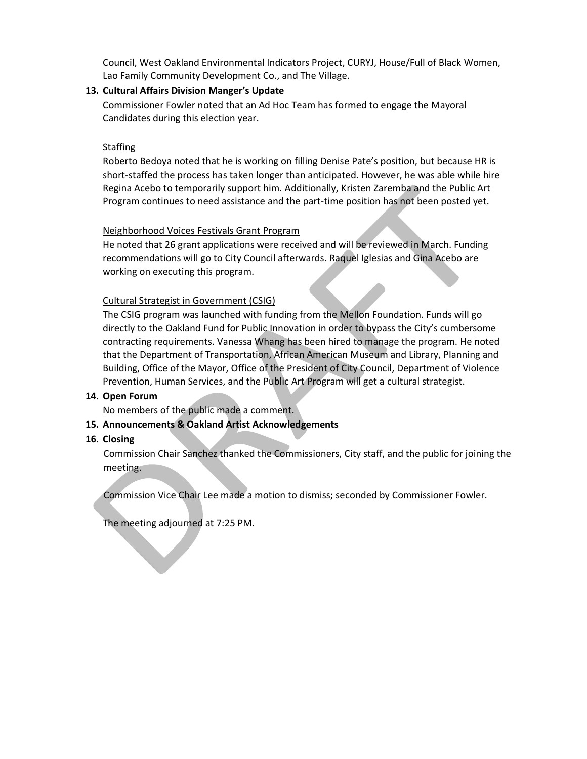Council, West Oakland Environmental Indicators Project, CURYJ, House/Full of Black Women, Lao Family Community Development Co., and The Village.

**13. Cultural Affairs Division Manger's Update**

Commissioner Fowler noted that an Ad Hoc Team has formed to engage the Mayoral Candidates during this election year.

Staffing

Roberto Bedoya noted that he is working on filling Denise Pate's position, but because HR is short-staffed the process has taken longer than anticipated. However, he was able while hire Regina Acebo to temporarily support him. Additionally, Kristen Zaremba and the Public Art Program continues to need assistance and the part-time position has not been posted yet.

Neighborhood Voices Festivals Grant Program

He noted that 26 grant applications were received and will be reviewed in March. Funding recommendations will go to City Council afterwards. Raquel Iglesias and Gina Acebo are working on executing this program.

Cultural Strategist in Government (CSIG)

The CSIG program was launched with funding from the Mellon Foundation. Funds will go directly to the Oakland Fund for Public Innovation in order to bypass the City's cumbersome contracting requirements. Vanessa Whang has been hired to manage the program. He noted that the Department of Transportation, African American Museum and Library, Planning and Building, Office of the Mayor, Office of the President of City Council, Department of Violence Prevention, Human Services, and the Public Art Program will get a cultural strategist.

**14. Open Forum**

No members of the public made a comment.

**15. Announcements & Oakland Artist Acknowledgements**

**16. Closing**

Commission Chair Sanchez thanked the Commissioners, City staff, and the public for joining the meeting.

Commission Vice Chair Lee made a motion to dismiss; seconded by Commissioner Fowler.

The meeting adjourned at 7:25 PM.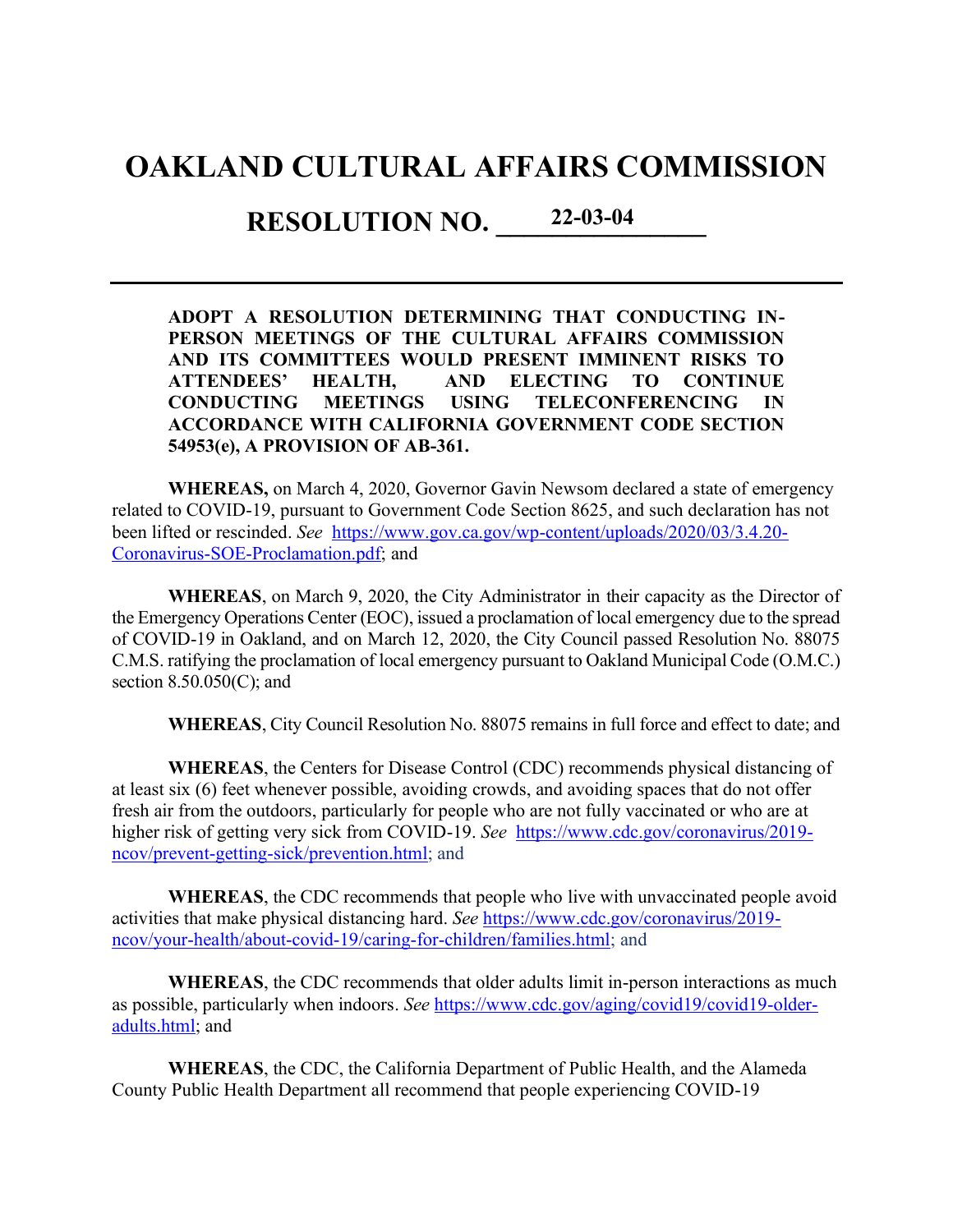# OAKLAND CULTURAL AFFAIRS COMMISSION

## RESOLUTION NO. 22-03-04

**ADOPT A RESOLUTION DETERMINING THAT CONDUCTING IN-PERSON MEETINGS OF THE CULTURAL AFFAIRS COMMISSION AND ITS COMMITTEES WOULD PRESENT IMMINENT RISKS TO ATTENDEES' HEALTH, AND ELECTING TO CONTINUE CONDUCTING MEETINGS USING TELECONFERENCING IN ACCORDANCE WITH CALIFORNIA GOVERNMENT CODE SECTION 54953(e), A PROVISION OF AB-361.**

**WHEREAS,** on March 4, 2020, Governor Gavin Newsom declared a state of emergency related to COVID-19, pursuant to Government Code Section 8625, and such declaration has not been lifted or rescinded. *See* https://www.gov.ca.gov/wp-content/uploads/2020/03/3.4.20-Coronavirus-SOE-Proclamation.pdf; and

**WHEREAS**, on March 9, 2020, the City Administrator in their capacity as the Director of the Emergency Operations Center (EOC), issued a proclamation of local emergency due to the spread of COVID-19 in Oakland, and on March 12, 2020, the City Council passed Resolution No. 88075 C.M.S. ratifying the proclamation of local emergency pursuant to Oakland Municipal Code (O.M.C.) section 8.50.050(C); and

**WHEREAS**, City Council Resolution No. 88075 remains in full force and effect to date; and

**WHEREAS**, the Centers for Disease Control (CDC) recommends physical distancing of at least six (6) feet whenever possible, avoiding crowds, and avoiding spaces that do not offer fresh air from the outdoors, particularly for people who are not fully vaccinated or who are at higher risk of getting very sick from COVID-19. *See* https://www.cdc.gov/coronavirus/2019-ncov/prevent-getting-sick/prevention.html; and

**WHEREAS**, the CDC recommends that people who live with unvaccinated people avoid activities that make physical distancing hard. *See* https://www.cdc.gov/coronavirus/2019-ncov/your-health/about-covid-19/caring-for-children/families.html; and

**WHEREAS**, the CDC recommends that older adults limit in-person interactions as much as possible, particularly when indoors. *See* https://www.cdc.gov/aging/covid19/covid19-older-adults.html; and

**WHEREAS**, the CDC, the California Department of Public Health, and the Alameda County Public Health Department all recommend that people experiencing COVID-19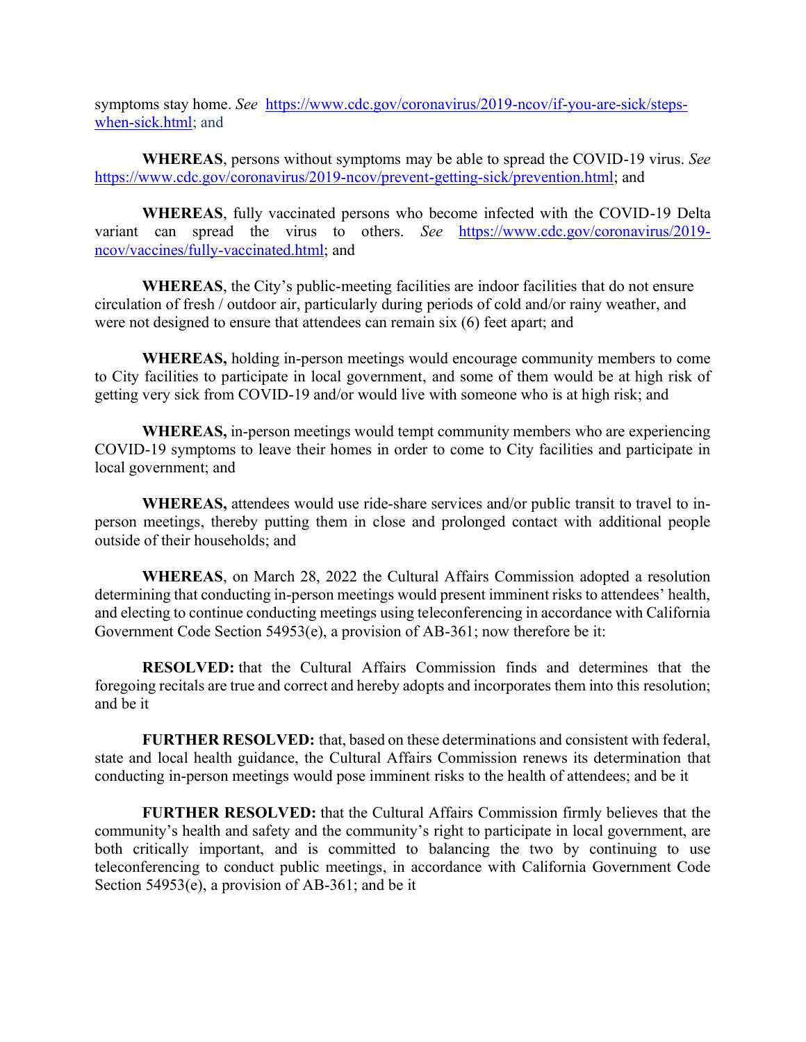symptoms stay home. *See* [https://www.cdc.gov/coronavirus/2019-ncov/if-you-are-sick/steps-when-sick.html](https://www.cdc.gov/coronavirus/2019-ncov/if-you-are-sick/steps-when-sick.html); and

**WHEREAS**, persons without symptoms may be able to spread the COVID-19 virus. *See* [https://www.cdc.gov/coronavirus/2019-ncov/prevent-getting-sick/prevention.html](https://www.cdc.gov/coronavirus/2019-ncov/prevent-getting-sick/prevention.html); and

**WHEREAS**, fully vaccinated persons who become infected with the COVID-19 Delta variant can spread the virus to others. *See* [https://www.cdc.gov/coronavirus/2019-ncov/vaccines/fully-vaccinated.html](https://www.cdc.gov/coronavirus/2019-ncov/vaccines/fully-vaccinated.html); and

**WHEREAS**, the City's public-meeting facilities are indoor facilities that do not ensure circulation of fresh / outdoor air, particularly during periods of cold and/or rainy weather, and were not designed to ensure that attendees can remain six (6) feet apart; and

**WHEREAS,** holding in-person meetings would encourage community members to come to City facilities to participate in local government, and some of them would be at high risk of getting very sick from COVID-19 and/or would live with someone who is at high risk; and

**WHEREAS,** in-person meetings would tempt community members who are experiencing COVID-19 symptoms to leave their homes in order to come to City facilities and participate in local government; and

**WHEREAS,** attendees would use ride-share services and/or public transit to travel to in-person meetings, thereby putting them in close and prolonged contact with additional people outside of their households; and

**WHEREAS**, on March 28, 2022 the Cultural Affairs Commission adopted a resolution determining that conducting in-person meetings would present imminent risks to attendees' health, and electing to continue conducting meetings using teleconferencing in accordance with California Government Code Section 54953(e), a provision of AB-361; now therefore be it:

**RESOLVED:** that the Cultural Affairs Commission finds and determines that the foregoing recitals are true and correct and hereby adopts and incorporates them into this resolution; and be it

**FURTHER RESOLVED:** that, based on these determinations and consistent with federal, state and local health guidance, the Cultural Affairs Commission renews its determination that conducting in-person meetings would pose imminent risks to the health of attendees; and be it

**FURTHER RESOLVED:** that the Cultural Affairs Commission firmly believes that the community's health and safety and the community's right to participate in local government, are both critically important, and is committed to balancing the two by continuing to use teleconferencing to conduct public meetings, in accordance with California Government Code Section 54953(e), a provision of AB-361; and be it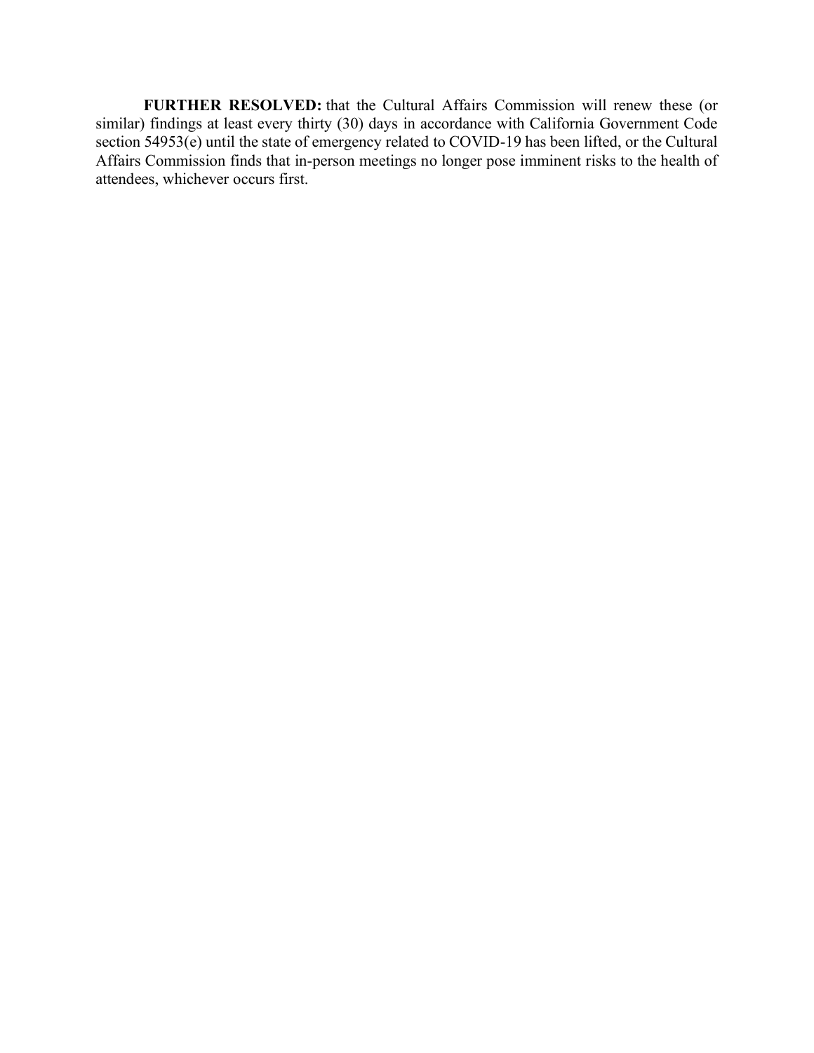**FURTHER RESOLVED:** that the Cultural Affairs Commission will renew these (or similar) findings at least every thirty (30) days in accordance with California Government Code section 54953(e) until the state of emergency related to COVID-19 has been lifted, or the Cultural Affairs Commission finds that in-person meetings no longer pose imminent risks to the health of attendees, whichever occurs first.